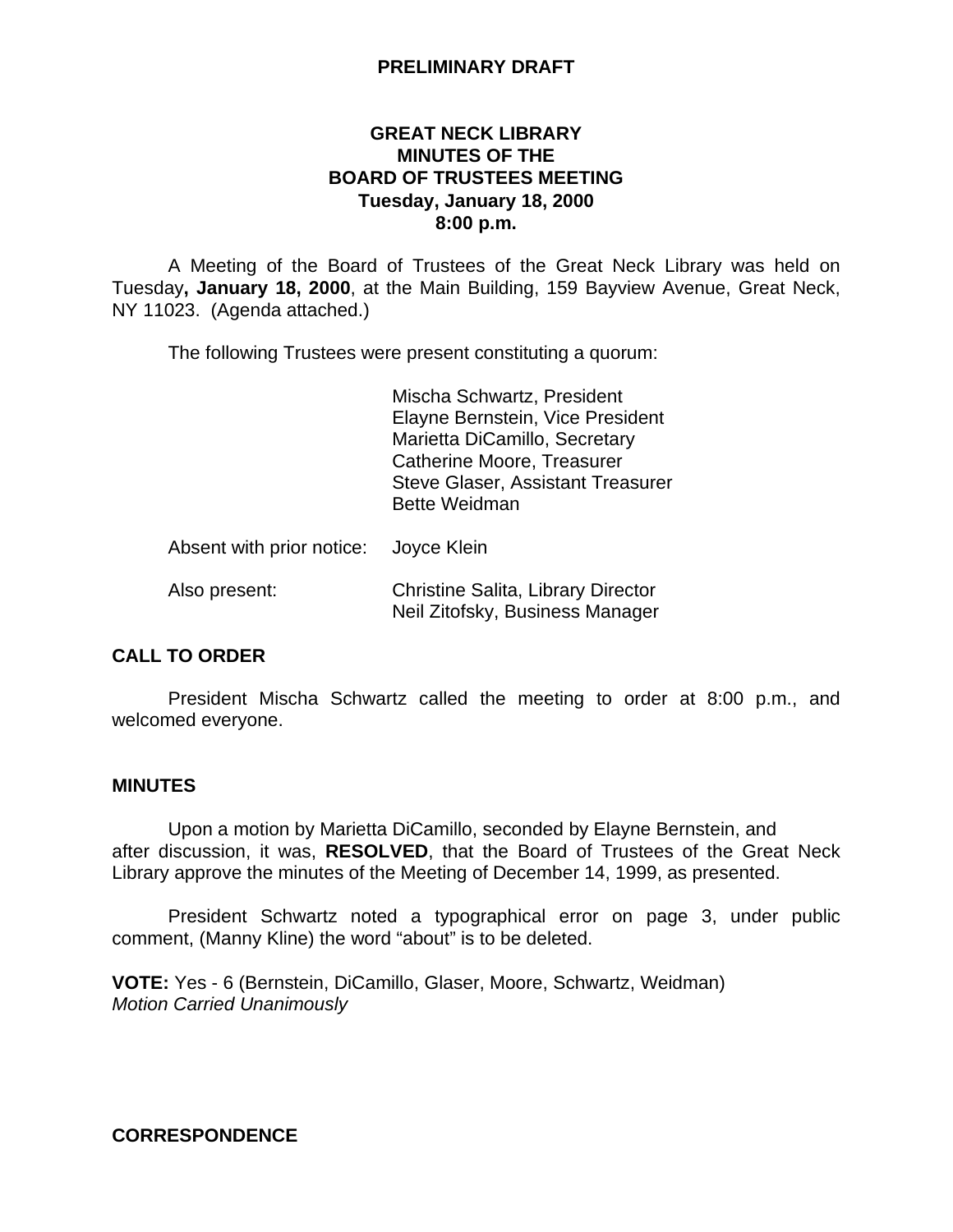**PRELIMINARY DRAFT**

# GREAT NECK LIBRARY
## MINUTES OF THE
## BOARD OF TRUSTEES MEETING
**Tuesday, January 18, 2000**
**8:00 p.m.**

A Meeting of the Board of Trustees of the Great Neck Library was held on Tuesday**, January 18, 2000**, at the Main Building, 159 Bayview Avenue, Great Neck, NY 11023. (Agenda attached.)

The following Trustees were present constituting a quorum:

Mischa Schwartz, President
Elayne Bernstein, Vice President
Marietta DiCamillo, Secretary
Catherine Moore, Treasurer
Steve Glaser, Assistant Treasurer
Bette Weidman

Absent with prior notice: Joyce Klein

Also present: Christine Salita, Library Director
Neil Zitofsky, Business Manager

### CALL TO ORDER

President Mischa Schwartz called the meeting to order at 8:00 p.m., and welcomed everyone.

### MINUTES

Upon a motion by Marietta DiCamillo, seconded by Elayne Bernstein, and after discussion, it was, **RESOLVED**, that the Board of Trustees of the Great Neck Library approve the minutes of the Meeting of December 14, 1999, as presented.

President Schwartz noted a typographical error on page 3, under public comment, (Manny Kline) the word "about" is to be deleted.

**VOTE:** Yes - 6 (Bernstein, DiCamillo, Glaser, Moore, Schwartz, Weidman)
*Motion Carried Unanimously*

### CORRESPONDENCE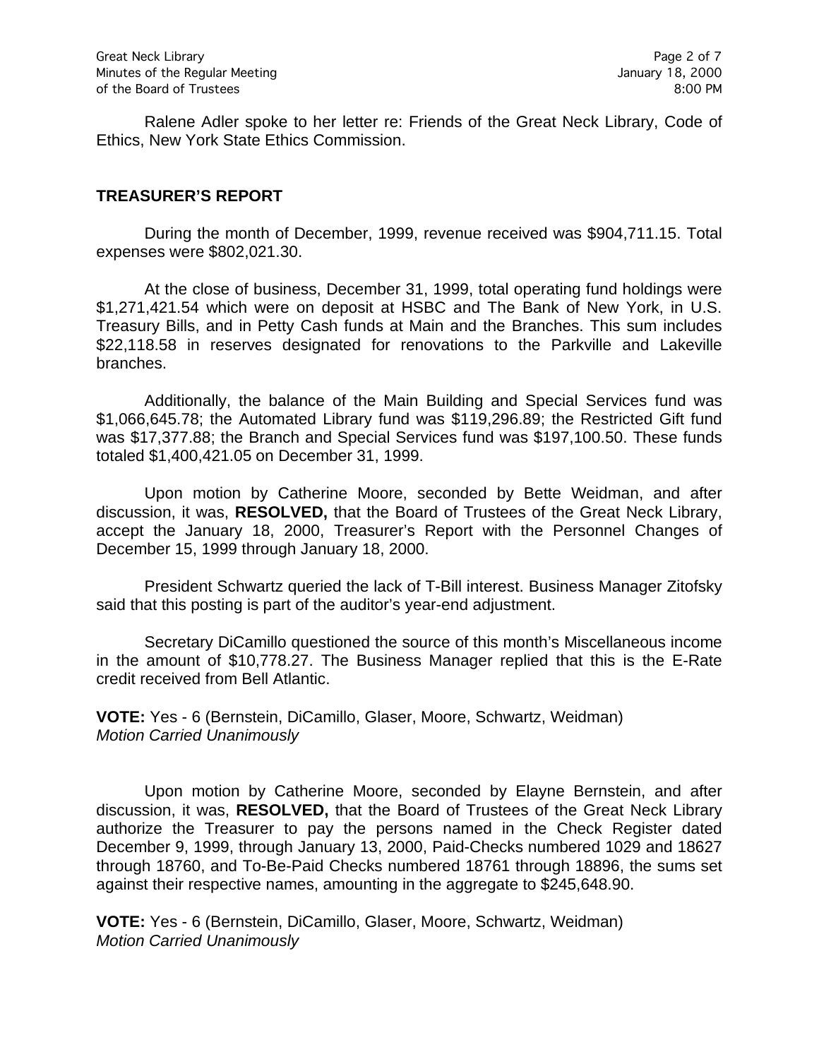Ralene Adler spoke to her letter re: Friends of the Great Neck Library, Code of Ethics, New York State Ethics Commission.

## TREASURER'S REPORT

During the month of December, 1999, revenue received was $904,711.15. Total expenses were $802,021.30.

At the close of business, December 31, 1999, total operating fund holdings were $1,271,421.54 which were on deposit at HSBC and The Bank of New York, in U.S. Treasury Bills, and in Petty Cash funds at Main and the Branches. This sum includes $22,118.58 in reserves designated for renovations to the Parkville and Lakeville branches.

Additionally, the balance of the Main Building and Special Services fund was $1,066,645.78; the Automated Library fund was $119,296.89; the Restricted Gift fund was $17,377.88; the Branch and Special Services fund was $197,100.50. These funds totaled $1,400,421.05 on December 31, 1999.

Upon motion by Catherine Moore, seconded by Bette Weidman, and after discussion, it was, **RESOLVED,** that the Board of Trustees of the Great Neck Library, accept the January 18, 2000, Treasurer's Report with the Personnel Changes of December 15, 1999 through January 18, 2000.

President Schwartz queried the lack of T-Bill interest. Business Manager Zitofsky said that this posting is part of the auditor's year-end adjustment.

Secretary DiCamillo questioned the source of this month's Miscellaneous income in the amount of $10,778.27. The Business Manager replied that this is the E-Rate credit received from Bell Atlantic.

**VOTE:** Yes - 6 (Bernstein, DiCamillo, Glaser, Moore, Schwartz, Weidman)
*Motion Carried Unanimously*

Upon motion by Catherine Moore, seconded by Elayne Bernstein, and after discussion, it was, **RESOLVED,** that the Board of Trustees of the Great Neck Library authorize the Treasurer to pay the persons named in the Check Register dated December 9, 1999, through January 13, 2000, Paid-Checks numbered 1029 and 18627 through 18760, and To-Be-Paid Checks numbered 18761 through 18896, the sums set against their respective names, amounting in the aggregate to $245,648.90.

**VOTE:** Yes - 6 (Bernstein, DiCamillo, Glaser, Moore, Schwartz, Weidman)
*Motion Carried Unanimously*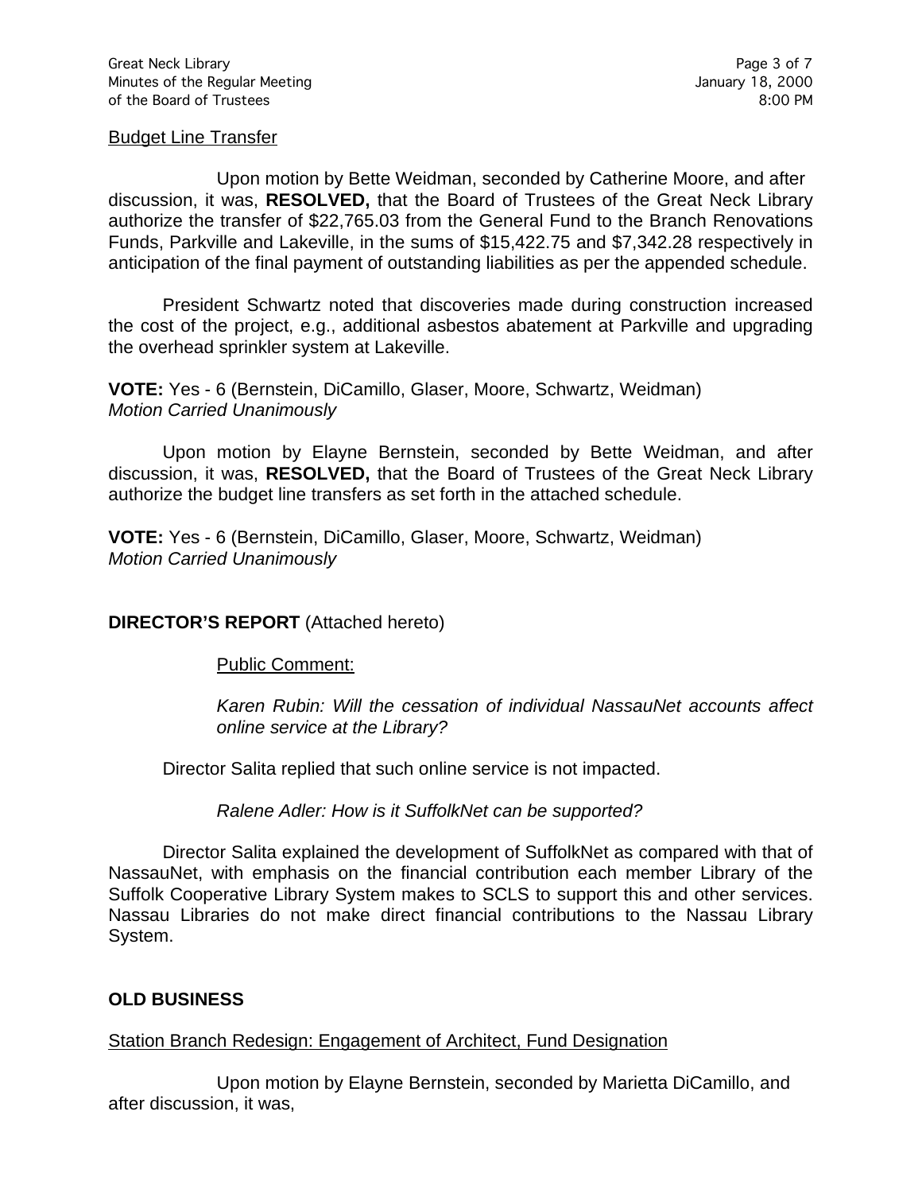Budget Line Transfer

Upon motion by Bette Weidman, seconded by Catherine Moore, and after discussion, it was, **RESOLVED,** that the Board of Trustees of the Great Neck Library authorize the transfer of $22,765.03 from the General Fund to the Branch Renovations Funds, Parkville and Lakeville, in the sums of $15,422.75 and $7,342.28 respectively in anticipation of the final payment of outstanding liabilities as per the appended schedule.

President Schwartz noted that discoveries made during construction increased the cost of the project, e.g., additional asbestos abatement at Parkville and upgrading the overhead sprinkler system at Lakeville.

**VOTE:** Yes - 6 (Bernstein, DiCamillo, Glaser, Moore, Schwartz, Weidman)
*Motion Carried Unanimously*

Upon motion by Elayne Bernstein, seconded by Bette Weidman, and after discussion, it was, **RESOLVED,** that the Board of Trustees of the Great Neck Library authorize the budget line transfers as set forth in the attached schedule.

**VOTE:** Yes - 6 (Bernstein, DiCamillo, Glaser, Moore, Schwartz, Weidman)
*Motion Carried Unanimously*

**DIRECTOR'S REPORT** (Attached hereto)

Public Comment:

*Karen Rubin: Will the cessation of individual NassauNet accounts affect online service at the Library?*

Director Salita replied that such online service is not impacted.

*Ralene Adler: How is it SuffolkNet can be supported?*

Director Salita explained the development of SuffolkNet as compared with that of NassauNet, with emphasis on the financial contribution each member Library of the Suffolk Cooperative Library System makes to SCLS to support this and other services. Nassau Libraries do not make direct financial contributions to the Nassau Library System.

**OLD BUSINESS**

Station Branch Redesign: Engagement of Architect, Fund Designation

Upon motion by Elayne Bernstein, seconded by Marietta DiCamillo, and after discussion, it was,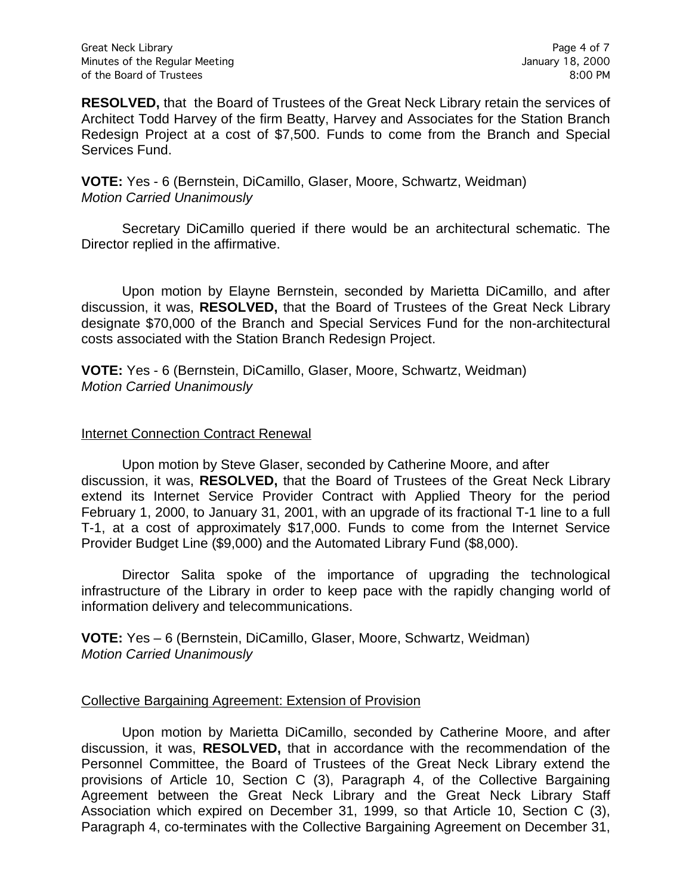**RESOLVED,** that the Board of Trustees of the Great Neck Library retain the services of Architect Todd Harvey of the firm Beatty, Harvey and Associates for the Station Branch Redesign Project at a cost of $7,500. Funds to come from the Branch and Special Services Fund.

**VOTE:** Yes - 6 (Bernstein, DiCamillo, Glaser, Moore, Schwartz, Weidman)
*Motion Carried Unanimously*

Secretary DiCamillo queried if there would be an architectural schematic. The Director replied in the affirmative.

Upon motion by Elayne Bernstein, seconded by Marietta DiCamillo, and after discussion, it was, **RESOLVED,** that the Board of Trustees of the Great Neck Library designate $70,000 of the Branch and Special Services Fund for the non-architectural costs associated with the Station Branch Redesign Project.

**VOTE:** Yes - 6 (Bernstein, DiCamillo, Glaser, Moore, Schwartz, Weidman)
*Motion Carried Unanimously*

## Internet Connection Contract Renewal

Upon motion by Steve Glaser, seconded by Catherine Moore, and after discussion, it was, **RESOLVED,** that the Board of Trustees of the Great Neck Library extend its Internet Service Provider Contract with Applied Theory for the period February 1, 2000, to January 31, 2001, with an upgrade of its fractional T-1 line to a full T-1, at a cost of approximately $17,000. Funds to come from the Internet Service Provider Budget Line ($9,000) and the Automated Library Fund ($8,000).

Director Salita spoke of the importance of upgrading the technological infrastructure of the Library in order to keep pace with the rapidly changing world of information delivery and telecommunications.

**VOTE:** Yes – 6 (Bernstein, DiCamillo, Glaser, Moore, Schwartz, Weidman)
*Motion Carried Unanimously*

## Collective Bargaining Agreement: Extension of Provision

Upon motion by Marietta DiCamillo, seconded by Catherine Moore, and after discussion, it was, **RESOLVED,** that in accordance with the recommendation of the Personnel Committee, the Board of Trustees of the Great Neck Library extend the provisions of Article 10, Section C (3), Paragraph 4, of the Collective Bargaining Agreement between the Great Neck Library and the Great Neck Library Staff Association which expired on December 31, 1999, so that Article 10, Section C (3), Paragraph 4, co-terminates with the Collective Bargaining Agreement on December 31,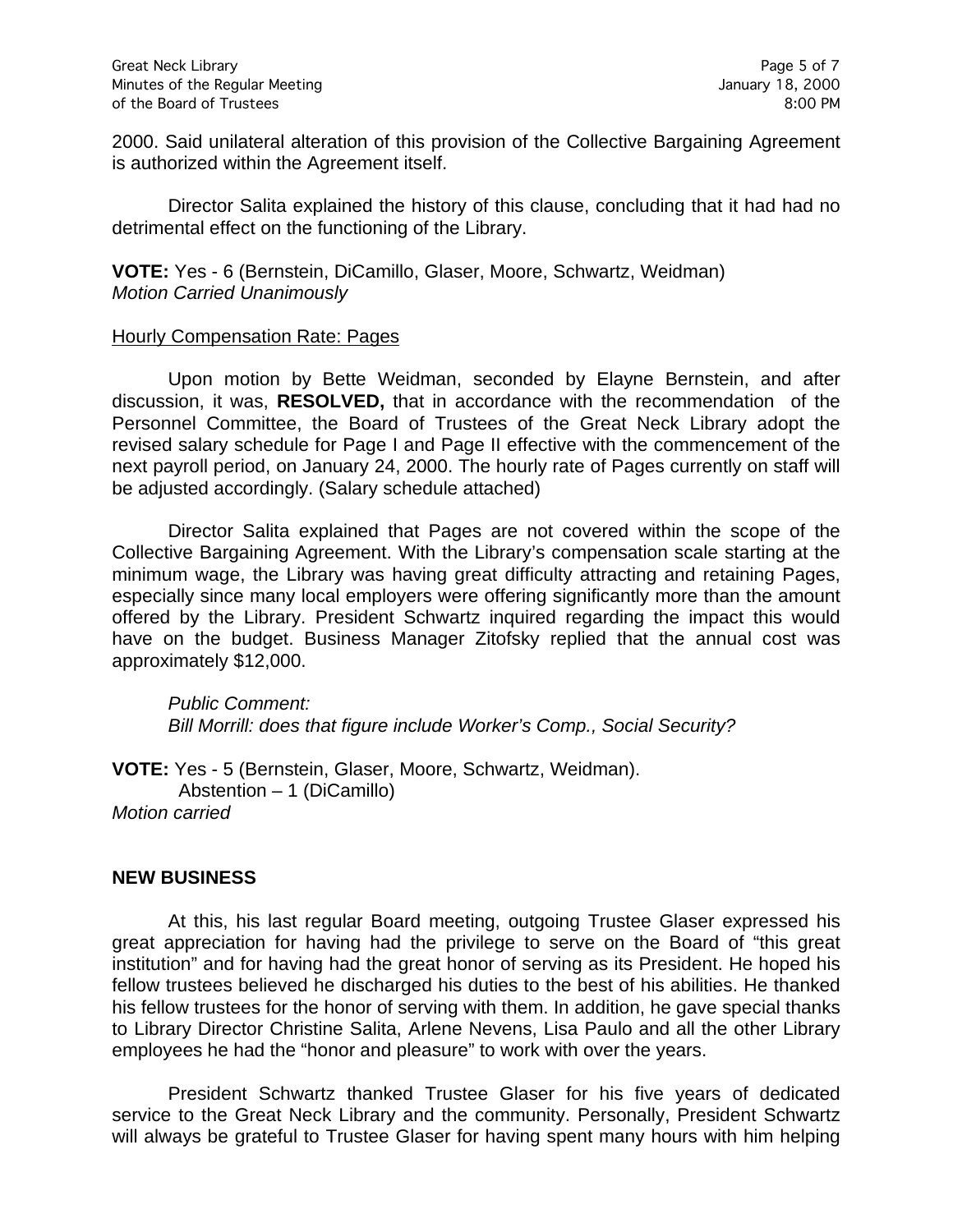2000. Said unilateral alteration of this provision of the Collective Bargaining Agreement is authorized within the Agreement itself.

Director Salita explained the history of this clause, concluding that it had had no detrimental effect on the functioning of the Library.

**VOTE:** Yes - 6 (Bernstein, DiCamillo, Glaser, Moore, Schwartz, Weidman)
*Motion Carried Unanimously*

<u>Hourly Compensation Rate: Pages</u>

Upon motion by Bette Weidman, seconded by Elayne Bernstein, and after discussion, it was, **RESOLVED,** that in accordance with the recommendation of the Personnel Committee, the Board of Trustees of the Great Neck Library adopt the revised salary schedule for Page I and Page II effective with the commencement of the next payroll period, on January 24, 2000. The hourly rate of Pages currently on staff will be adjusted accordingly. (Salary schedule attached)

Director Salita explained that Pages are not covered within the scope of the Collective Bargaining Agreement. With the Library's compensation scale starting at the minimum wage, the Library was having great difficulty attracting and retaining Pages, especially since many local employers were offering significantly more than the amount offered by the Library. President Schwartz inquired regarding the impact this would have on the budget. Business Manager Zitofsky replied that the annual cost was approximately $12,000.

*Public Comment:*
*Bill Morrill: does that figure include Worker's Comp., Social Security?*

**VOTE:** Yes - 5 (Bernstein, Glaser, Moore, Schwartz, Weidman).
Abstention – 1 (DiCamillo)
*Motion carried*

**NEW BUSINESS**

At this, his last regular Board meeting, outgoing Trustee Glaser expressed his great appreciation for having had the privilege to serve on the Board of "this great institution" and for having had the great honor of serving as its President. He hoped his fellow trustees believed he discharged his duties to the best of his abilities. He thanked his fellow trustees for the honor of serving with them. In addition, he gave special thanks to Library Director Christine Salita, Arlene Nevens, Lisa Paulo and all the other Library employees he had the "honor and pleasure" to work with over the years.

President Schwartz thanked Trustee Glaser for his five years of dedicated service to the Great Neck Library and the community. Personally, President Schwartz will always be grateful to Trustee Glaser for having spent many hours with him helping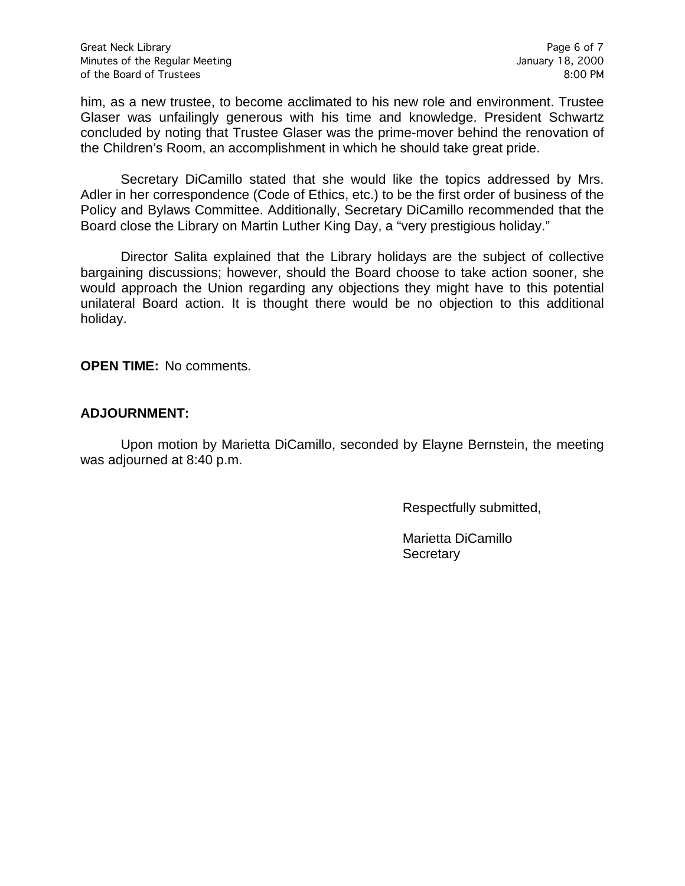him, as a new trustee, to become acclimated to his new role and environment. Trustee Glaser was unfailingly generous with his time and knowledge. President Schwartz concluded by noting that Trustee Glaser was the prime-mover behind the renovation of the Children's Room, an accomplishment in which he should take great pride.

Secretary DiCamillo stated that she would like the topics addressed by Mrs. Adler in her correspondence (Code of Ethics, etc.) to be the first order of business of the Policy and Bylaws Committee. Additionally, Secretary DiCamillo recommended that the Board close the Library on Martin Luther King Day, a "very prestigious holiday."

Director Salita explained that the Library holidays are the subject of collective bargaining discussions; however, should the Board choose to take action sooner, she would approach the Union regarding any objections they might have to this potential unilateral Board action. It is thought there would be no objection to this additional holiday.

**OPEN TIME:** No comments.

**ADJOURNMENT:**

Upon motion by Marietta DiCamillo, seconded by Elayne Bernstein, the meeting was adjourned at 8:40 p.m.

Respectfully submitted,

Marietta DiCamillo
Secretary